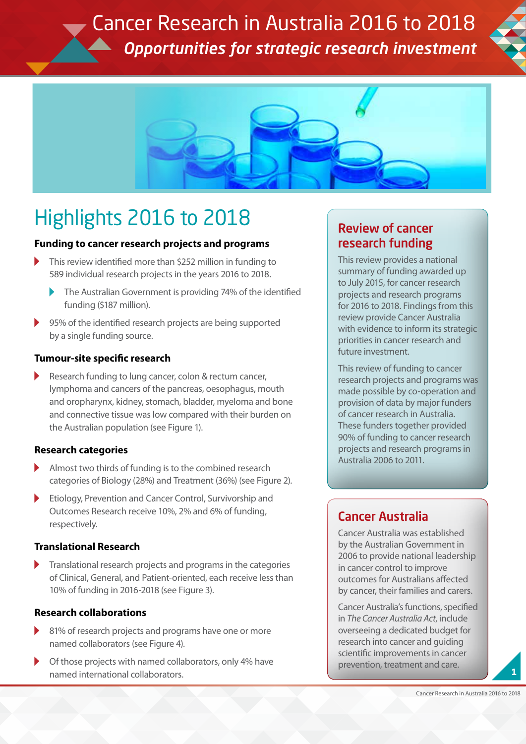# Cancer Research in Australia 2016 to 2018

***Opportunities for strategic research investment***

## Highlights 2016 to 2018

### Funding to cancer research projects and programs

- This review identified more than $252 million in funding to 589 individual research projects in the years 2016 to 2018.
  - The Australian Government is providing 74% of the identified funding ($187 million).
- 95% of the identified research projects are being supported by a single funding source.

### Tumour-site specific research

- Research funding to lung cancer, colon & rectum cancer, lymphoma and cancers of the pancreas, oesophagus, mouth and oropharynx, kidney, stomach, bladder, myeloma and bone and connective tissue was low compared with their burden on the Australian population (see Figure 1).

### Research categories

- Almost two thirds of funding is to the combined research categories of Biology (28%) and Treatment (36%) (see Figure 2).
- Etiology, Prevention and Cancer Control, Survivorship and Outcomes Research receive 10%, 2% and 6% of funding, respectively.

### Translational Research

- Translational research projects and programs in the categories of Clinical, General, and Patient-oriented, each receive less than 10% of funding in 2016-2018 (see Figure 3).

### Research collaborations

- 81% of research projects and programs have one or more named collaborators (see Figure 4).
- Of those projects with named collaborators, only 4% have named international collaborators.

## Review of cancer research funding

This review provides a national summary of funding awarded up to July 2015, for cancer research projects and research programs for 2016 to 2018. Findings from this review provide Cancer Australia with evidence to inform its strategic priorities in cancer research and future investment.

This review of funding to cancer research projects and programs was made possible by co-operation and provision of data by major funders of cancer research in Australia. These funders together provided 90% of funding to cancer research projects and research programs in Australia 2006 to 2011.

## Cancer Australia

Cancer Australia was established by the Australian Government in 2006 to provide national leadership in cancer control to improve outcomes for Australians affected by cancer, their families and carers.

Cancer Australia's functions, specified in *The Cancer Australia Act*, include overseeing a dedicated budget for research into cancer and guiding scientific improvements in cancer prevention, treatment and care.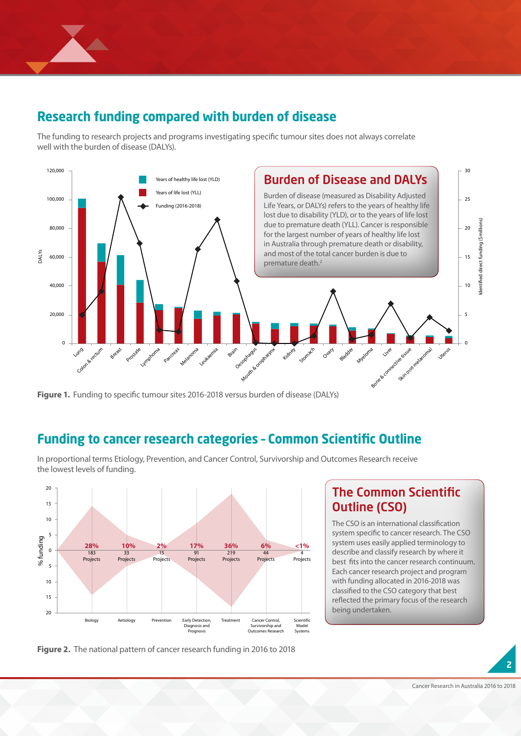## Research funding compared with burden of disease

The funding to research projects and programs investigating specific tumour sites does not always correlate well with the burden of disease (DALYs).

### Burden of Disease and DALYs

Burden of disease (measured as Disability Adjusted Life Years, or DALYs) refers to the years of healthy life lost due to disability (YLD), or to the years of life lost due to premature death (YLL). Cancer is responsible for the largest number of years of healthy life lost in Australia through premature death or disability, and most of the total cancer burden is due to premature death.[2]

**Figure 1.** Funding to specific tumour sites 2016-2018 versus burden of disease (DALYs)

## Funding to cancer research categories - Common Scientific Outline

In proportional terms Etiology, Prevention, and Cancer Control, Survivorship and Outcomes Research receive the lowest levels of funding.

### The Common Scientific Outline (CSO)

The CSO is an international classification system specific to cancer research. The CSO system uses easily applied terminology to describe and classify research by where it best fits into the cancer research continuum. Each cancer research project and program with funding allocated in 2016-2018 was classified to the CSO category that best reflected the primary focus of the research being undertaken.

**Figure 2.** The national pattern of cancer research funding in 2016 to 2018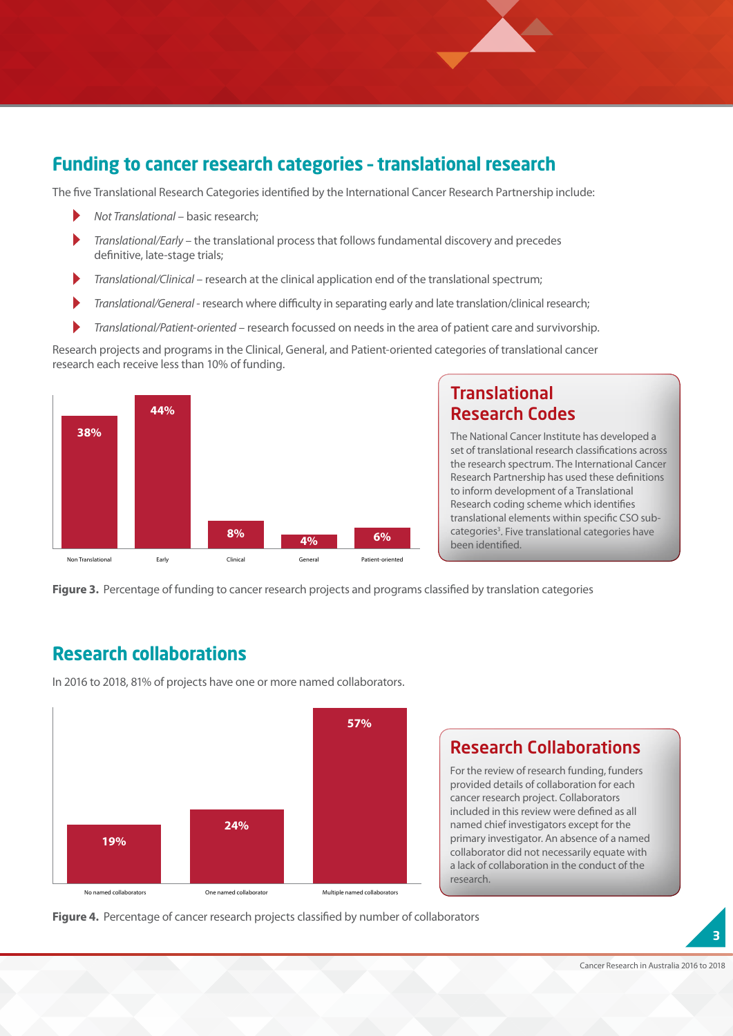## Funding to cancer research categories - translational research

The five Translational Research Categories identified by the International Cancer Research Partnership include:

- *Not Translational* – basic research;
- *Translational/Early* – the translational process that follows fundamental discovery and precedes definitive, late-stage trials;
- *Translational/Clinical* – research at the clinical application end of the translational spectrum;
- *Translational/General* - research where difficulty in separating early and late translation/clinical research;
- *Translational/Patient-oriented* – research focussed on needs in the area of patient care and survivorship.

Research projects and programs in the Clinical, General, and Patient-oriented categories of translational cancer research each receive less than 10% of funding.

| Non Translational | Early | Clinical | General | Patient-oriented |
|---|---|---|---|---|
| 38% | 44% | 8% | 4% | 6% |

**Figure 3.** Percentage of funding to cancer research projects and programs classified by translation categories

### Translational Research Codes

The National Cancer Institute has developed a set of translational research classifications across the research spectrum. The International Cancer Research Partnership has used these definitions to inform development of a Translational Research coding scheme which identifies translational elements within specific CSO sub-categories[3]. Five translational categories have been identified.

## Research collaborations

In 2016 to 2018, 81% of projects have one or more named collaborators.

| No named collaborators | One named collaborator | Multiple named collaborators |
|---|---|---|
| 19% | 24% | 57% |

**Figure 4.** Percentage of cancer research projects classified by number of collaborators

### Research Collaborations

For the review of research funding, funders provided details of collaboration for each cancer research project. Collaborators included in this review were defined as all named chief investigators except for the primary investigator. An absence of a named collaborator did not necessarily equate with a lack of collaboration in the conduct of the research.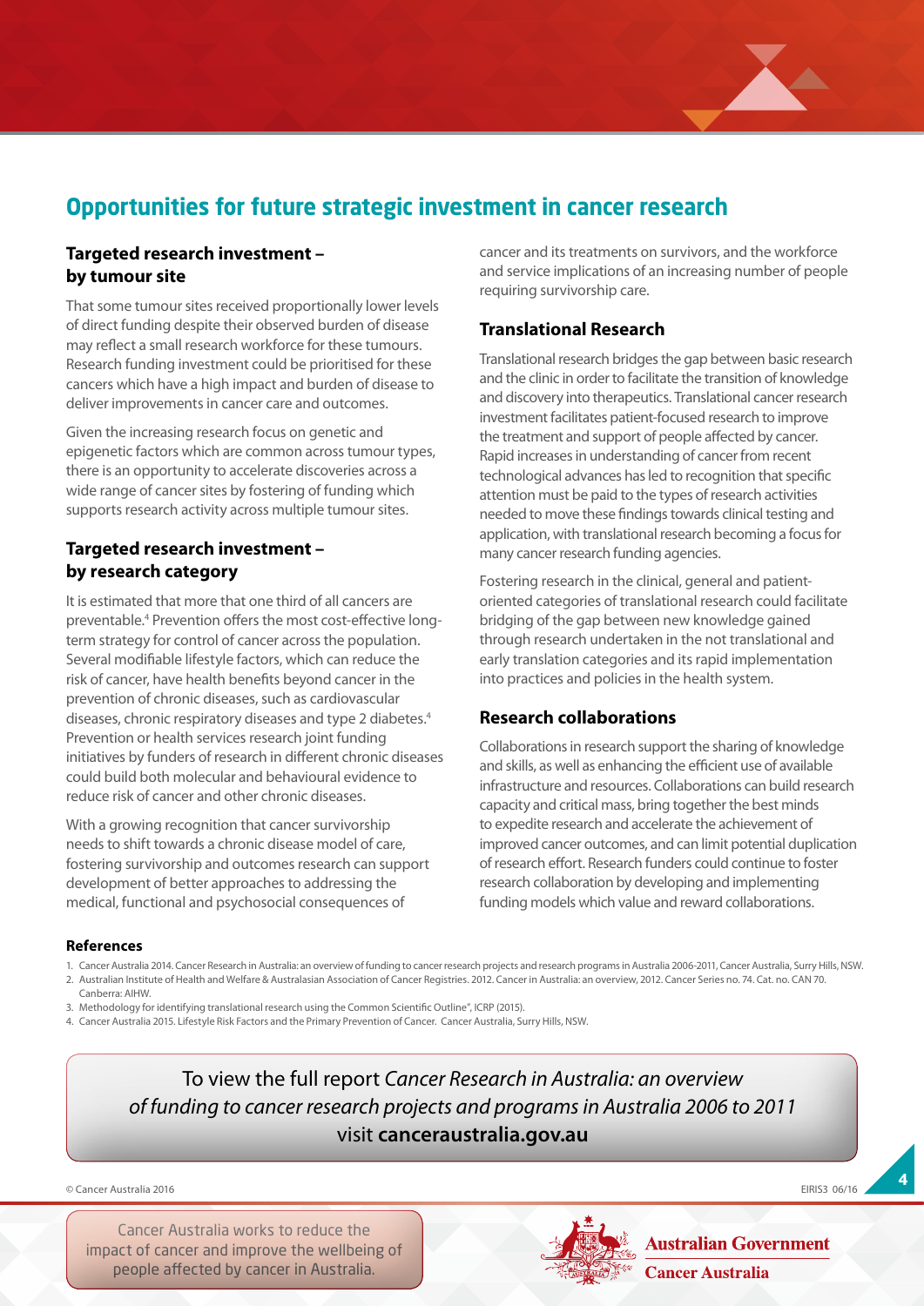# Opportunities for future strategic investment in cancer research

## Targeted research investment – by tumour site

That some tumour sites received proportionally lower levels of direct funding despite their observed burden of disease may reflect a small research workforce for these tumours. Research funding investment could be prioritised for these cancers which have a high impact and burden of disease to deliver improvements in cancer care and outcomes.

Given the increasing research focus on genetic and epigenetic factors which are common across tumour types, there is an opportunity to accelerate discoveries across a wide range of cancer sites by fostering of funding which supports research activity across multiple tumour sites.

## Targeted research investment – by research category

It is estimated that more that one third of all cancers are preventable.[4] Prevention offers the most cost-effective long-term strategy for control of cancer across the population. Several modifiable lifestyle factors, which can reduce the risk of cancer, have health benefits beyond cancer in the prevention of chronic diseases, such as cardiovascular diseases, chronic respiratory diseases and type 2 diabetes.[4] Prevention or health services research joint funding initiatives by funders of research in different chronic diseases could build both molecular and behavioural evidence to reduce risk of cancer and other chronic diseases.

With a growing recognition that cancer survivorship needs to shift towards a chronic disease model of care, fostering survivorship and outcomes research can support development of better approaches to addressing the medical, functional and psychosocial consequences of cancer and its treatments on survivors, and the workforce and service implications of an increasing number of people requiring survivorship care.

## Translational Research

Translational research bridges the gap between basic research and the clinic in order to facilitate the transition of knowledge and discovery into therapeutics. Translational cancer research investment facilitates patient-focused research to improve the treatment and support of people affected by cancer. Rapid increases in understanding of cancer from recent technological advances has led to recognition that specific attention must be paid to the types of research activities needed to move these findings towards clinical testing and application, with translational research becoming a focus for many cancer research funding agencies.

Fostering research in the clinical, general and patient-oriented categories of translational research could facilitate bridging of the gap between new knowledge gained through research undertaken in the not translational and early translation categories and its rapid implementation into practices and policies in the health system.

## Research collaborations

Collaborations in research support the sharing of knowledge and skills, as well as enhancing the efficient use of available infrastructure and resources. Collaborations can build research capacity and critical mass, bring together the best minds to expedite research and accelerate the achievement of improved cancer outcomes, and can limit potential duplication of research effort. Research funders could continue to foster research collaboration by developing and implementing funding models which value and reward collaborations.

### References

1. Cancer Australia 2014. Cancer Research in Australia: an overview of funding to cancer research projects and research programs in Australia 2006-2011, Cancer Australia, Surry Hills, NSW.
2. Australian Institute of Health and Welfare & Australasian Association of Cancer Registries. 2012. Cancer in Australia: an overview, 2012. Cancer Series no. 74. Cat. no. CAN 70. Canberra: AIHW.
3. Methodology for identifying translational research using the Common Scientific Outline", ICRP (2015).
4. Cancer Australia 2015. Lifestyle Risk Factors and the Primary Prevention of Cancer. Cancer Australia, Surry Hills, NSW.

To view the full report *Cancer Research in Australia: an overview of funding to cancer research projects and programs in Australia 2006 to 2011* visit **canceraustralia.gov.au**

© Cancer Australia 2016

EIRIS3 06/16

Cancer Australia works to reduce the impact of cancer and improve the wellbeing of people affected by cancer in Australia.

Australian Government
Cancer Australia